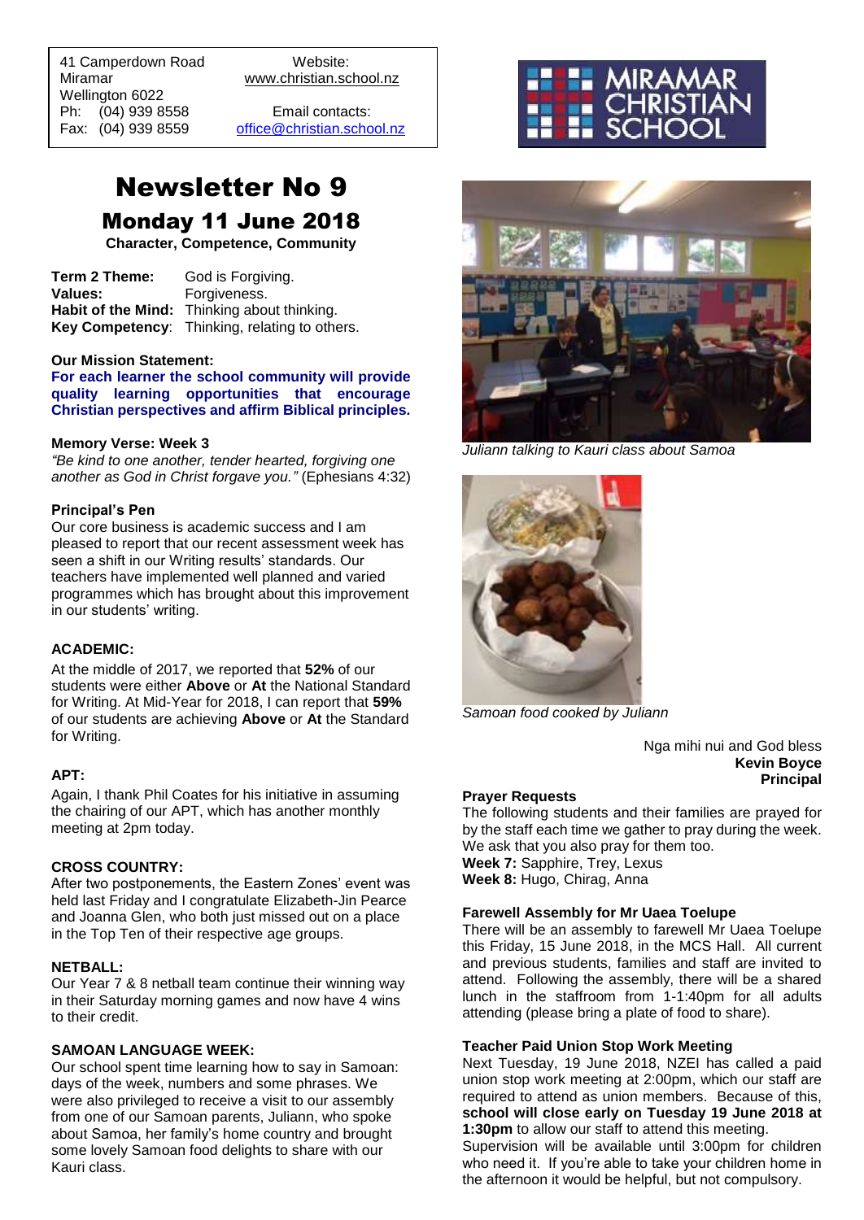41 Camperdown Road
Miramar
Wellington 6022
Ph: (04) 939 8558
Fax: (04) 939 8559

Website:
www.christian.school.nz

Email contacts:
office@christian.school.nz

MIRAMAR CHRISTIAN SCHOOL

# Newsletter No 9

## Monday 11 June 2018

**Character, Competence, Community**

**Term 2 Theme:** God is Forgiving.
**Values:** Forgiveness.
**Habit of the Mind:** Thinking about thinking.
**Key Competency:** Thinking, relating to others.

**Our Mission Statement:**
**For each learner the school community will provide quality learning opportunities that encourage Christian perspectives and affirm Biblical principles.**

**Memory Verse: Week 3**
*"Be kind to one another, tender hearted, forgiving one another as God in Christ forgave you."* (Ephesians 4:32)

### Principal's Pen

Our core business is academic success and I am pleased to report that our recent assessment week has seen a shift in our Writing results' standards. Our teachers have implemented well planned and varied programmes which has brought about this improvement in our students' writing.

**ACADEMIC:**

At the middle of 2017, we reported that **52%** of our students were either **Above** or **At** the National Standard for Writing. At Mid-Year for 2018, I can report that **59%** of our students are achieving **Above** or **At** the Standard for Writing.

**APT:**

Again, I thank Phil Coates for his initiative in assuming the chairing of our APT, which has another monthly meeting at 2pm today.

**CROSS COUNTRY:**

After two postponements, the Eastern Zones' event was held last Friday and I congratulate Elizabeth-Jin Pearce and Joanna Glen, who both just missed out on a place in the Top Ten of their respective age groups.

**NETBALL:**

Our Year 7 & 8 netball team continue their winning way in their Saturday morning games and now have 4 wins to their credit.

**SAMOAN LANGUAGE WEEK:**

Our school spent time learning how to say in Samoan: days of the week, numbers and some phrases. We were also privileged to receive a visit to our assembly from one of our Samoan parents, Juliann, who spoke about Samoa, her family's home country and brought some lovely Samoan food delights to share with our Kauri class.

*Juliann talking to Kauri class about Samoa*

*Samoan food cooked by Juliann*

Nga mihi nui and God bless
**Kevin Boyce**
**Principal**

### Prayer Requests

The following students and their families are prayed for by the staff each time we gather to pray during the week. We ask that you also pray for them too.
**Week 7:** Sapphire, Trey, Lexus
**Week 8:** Hugo, Chirag, Anna

### Farewell Assembly for Mr Uaea Toelupe

There will be an assembly to farewell Mr Uaea Toelupe this Friday, 15 June 2018, in the MCS Hall. All current and previous students, families and staff are invited to attend. Following the assembly, there will be a shared lunch in the staffroom from 1-1:40pm for all adults attending (please bring a plate of food to share).

### Teacher Paid Union Stop Work Meeting

Next Tuesday, 19 June 2018, NZEI has called a paid union stop work meeting at 2:00pm, which our staff are required to attend as union members. Because of this, **school will close early on Tuesday 19 June 2018 at 1:30pm** to allow our staff to attend this meeting.
Supervision will be available until 3:00pm for children who need it. If you're able to take your children home in the afternoon it would be helpful, but not compulsory.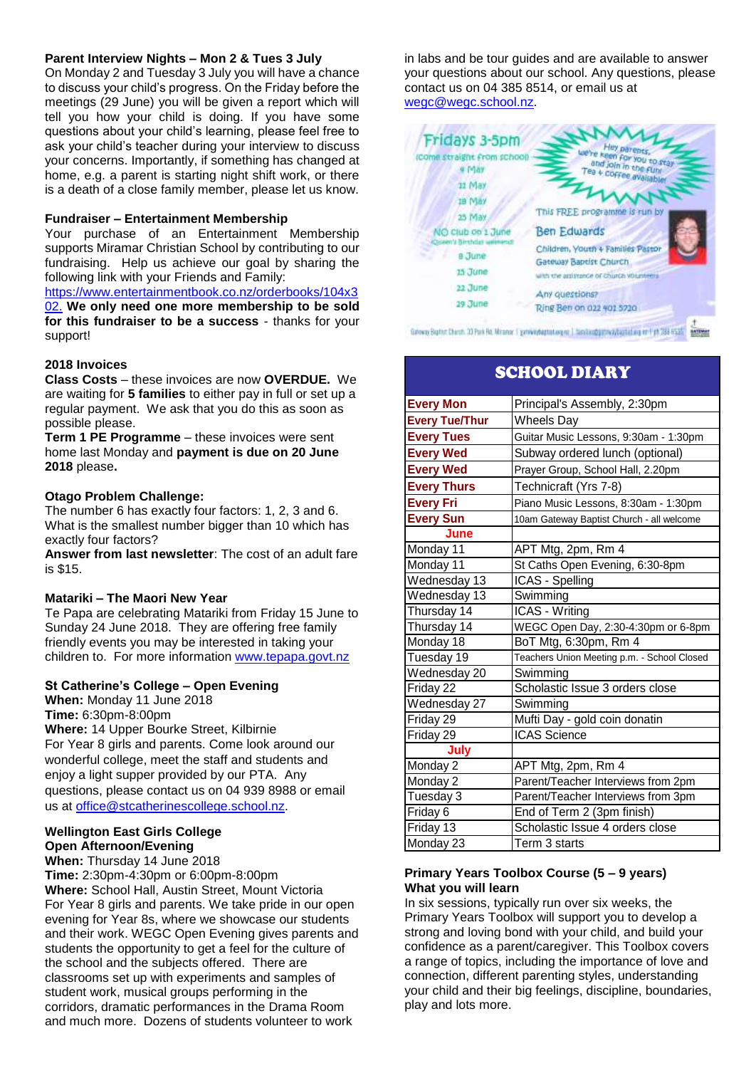**Parent Interview Nights – Mon 2 & Tues 3 July**

On Monday 2 and Tuesday 3 July you will have a chance to discuss your child's progress. On the Friday before the meetings (29 June) you will be given a report which will tell you how your child is doing. If you have some questions about your child's learning, please feel free to ask your child's teacher during your interview to discuss your concerns. Importantly, if something has changed at home, e.g. a parent is starting night shift work, or there is a death of a close family member, please let us know.

**Fundraiser – Entertainment Membership**

Your purchase of an Entertainment Membership supports Miramar Christian School by contributing to our fundraising. Help us achieve our goal by sharing the following link with your Friends and Family:
https://www.entertainmentbook.co.nz/orderbooks/104x302. **We only need one more membership to be sold for this fundraiser to be a success** - thanks for your support!

**2018 Invoices**

**Class Costs** – these invoices are now **OVERDUE.** We are waiting for **5 families** to either pay in full or set up a regular payment. We ask that you do this as soon as possible please.

**Term 1 PE Programme** – these invoices were sent home last Monday and **payment is due on 20 June 2018** please**.**

**Otago Problem Challenge:**

The number 6 has exactly four factors: 1, 2, 3 and 6. What is the smallest number bigger than 10 which has exactly four factors?

**Answer from last newsletter**: The cost of an adult fare is $15.

**Matariki – The Maori New Year**

Te Papa are celebrating Matariki from Friday 15 June to Sunday 24 June 2018. They are offering free family friendly events you may be interested in taking your children to. For more information www.tepapa.govt.nz

**St Catherine's College – Open Evening**

**When:** Monday 11 June 2018
**Time:** 6:30pm-8:00pm
**Where:** 14 Upper Bourke Street, Kilbirnie

For Year 8 girls and parents. Come look around our wonderful college, meet the staff and students and enjoy a light supper provided by our PTA. Any questions, please contact us on 04 939 8988 or email us at office@stcatherinescollege.school.nz.

**Wellington East Girls College**
**Open Afternoon/Evening**

**When:** Thursday 14 June 2018
**Time:** 2:30pm-4:30pm or 6:00pm-8:00pm
**Where:** School Hall, Austin Street, Mount Victoria

For Year 8 girls and parents. We take pride in our open evening for Year 8s, where we showcase our students and their work. WEGC Open Evening gives parents and students the opportunity to get a feel for the culture of the school and the subjects offered. There are classrooms set up with experiments and samples of student work, musical groups performing in the corridors, dramatic performances in the Drama Room and much more. Dozens of students volunteer to work in labs and be tour guides and are available to answer your questions about our school. Any questions, please contact us on 04 385 8514, or email us at wegc@wegc.school.nz.

**Fridays 3-5pm**
(Come straight from school)
4 May
11 May
18 May
25 May
NO club on 1 June (Queen's Birthday weekend)
8 June
15 June
22 June
29 June

Hey parents, we're keen for you to stay and join in the fun! Tea + coffee available

This FREE programme is run by **Ben Edwards**
Children, Youth + Families Pastor
Gateway Baptist Church
with the assistance of church volunteers

Any questions? Ring Ben on 022 401 5720

## SCHOOL DIARY

| | |
|---|---|
| **Every Mon** | Principal's Assembly, 2:30pm |
| **Every Tue/Thur** | Wheels Day |
| **Every Tues** | Guitar Music Lessons, 9:30am - 1:30pm |
| **Every Wed** | Subway ordered lunch (optional) |
| **Every Wed** | Prayer Group, School Hall, 2.20pm |
| **Every Thurs** | Technicraft (Yrs 7-8) |
| **Every Fri** | Piano Music Lessons, 8:30am - 1:30pm |
| **Every Sun** | 10am Gateway Baptist Church - all welcome |
| **June** | |
| Monday 11 | APT Mtg, 2pm, Rm 4 |
| Monday 11 | St Caths Open Evening, 6:30-8pm |
| Wednesday 13 | ICAS - Spelling |
| Wednesday 13 | Swimming |
| Thursday 14 | ICAS - Writing |
| Thursday 14 | WEGC Open Day, 2:30-4:30pm or 6-8pm |
| Monday 18 | BoT Mtg, 6:30pm, Rm 4 |
| Tuesday 19 | Teachers Union Meeting p.m. - School Closed |
| Wednesday 20 | Swimming |
| Friday 22 | Scholastic Issue 3 orders close |
| Wednesday 27 | Swimming |
| Friday 29 | Mufti Day - gold coin donatin |
| Friday 29 | ICAS Science |
| **July** | |
| Monday 2 | APT Mtg, 2pm, Rm 4 |
| Monday 2 | Parent/Teacher Interviews from 2pm |
| Tuesday 3 | Parent/Teacher Interviews from 3pm |
| Friday 6 | End of Term 2 (3pm finish) |
| Friday 13 | Scholastic Issue 4 orders close |
| Monday 23 | Term 3 starts |

**Primary Years Toolbox Course (5 – 9 years)**
**What you will learn**

In six sessions, typically run over six weeks, the Primary Years Toolbox will support you to develop a strong and loving bond with your child, and build your confidence as a parent/caregiver. This Toolbox covers a range of topics, including the importance of love and connection, different parenting styles, understanding your child and their big feelings, discipline, boundaries, play and lots more.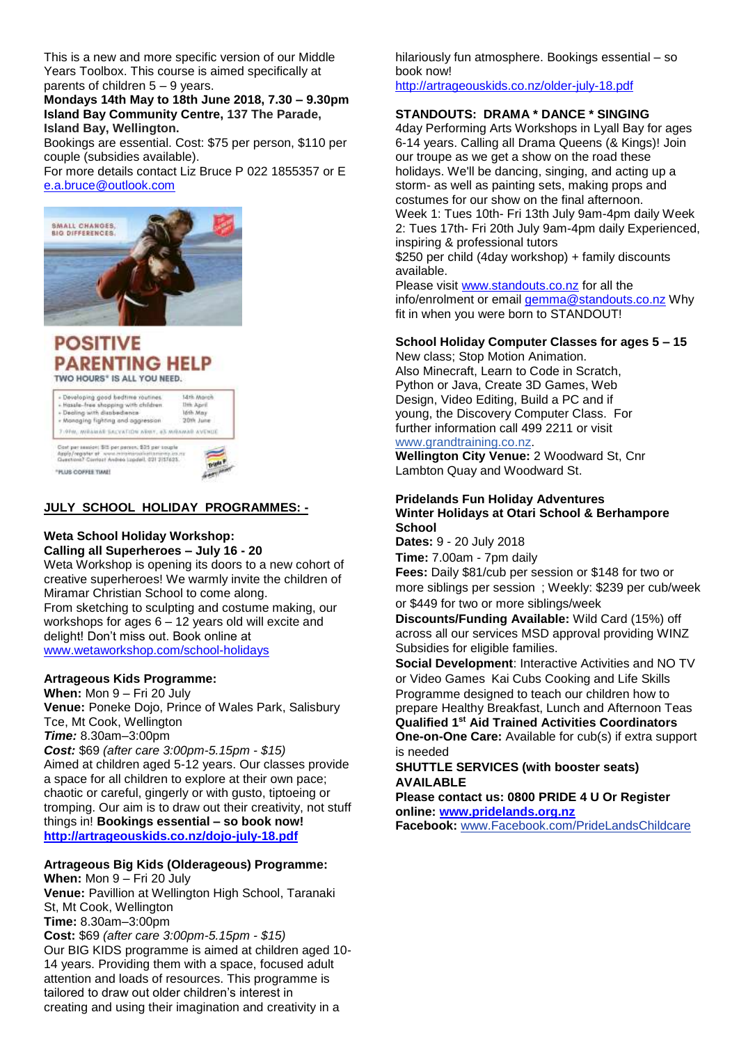This is a new and more specific version of our Middle Years Toolbox. This course is aimed specifically at parents of children 5 – 9 years.

**Mondays 14th May to 18th June 2018, 7.30 – 9.30pm Island Bay Community Centre,** 137 The Parade, **Island Bay, Wellington.**

Bookings are essential. Cost: $75 per person, $110 per couple (subsidies available).

For more details contact Liz Bruce P 022 1855357 or E e.a.bruce@outlook.com

SMALL CHANGES, BIG DIFFERENCES.

**POSITIVE PARENTING HELP**

TWO HOURS* IS ALL YOU NEED.

- Developing good bedtime routines — 14th March
- Hassle-free shopping with children — 11th April
- Dealing with disobedience — 16th May
- Managing fighting and aggression — 20th June

7-9PM, MIRAMAR SALVATION ARMY, 65 MIRAMAR AVENUE

Cost per session: $15 per person, $25 per couple

*PLUS COFFEE TIME!

## JULY SCHOOL HOLIDAY PROGRAMMES: -

**Weta School Holiday Workshop:**
**Calling all Superheroes – July 16 - 20**

Weta Workshop is opening its doors to a new cohort of creative superheroes! We warmly invite the children of Miramar Christian School to come along.

From sketching to sculpting and costume making, our workshops for ages 6 – 12 years old will excite and delight! Don't miss out. Book online at www.wetaworkshop.com/school-holidays

**Artrageous Kids Programme:**
**When:** Mon 9 – Fri 20 July
**Venue:** Poneke Dojo, Prince of Wales Park, Salisbury Tce, Mt Cook, Wellington
***Time:*** 8.30am–3:00pm
***Cost:*** $69 *(after care 3:00pm-5.15pm - $15)*

Aimed at children aged 5-12 years. Our classes provide a space for all children to explore at their own pace; chaotic or careful, gingerly or with gusto, tiptoeing or tromping. Our aim is to draw out their creativity, not stuff things in! **Bookings essential – so book now!** **http://artrageouskids.co.nz/dojo-july-18.pdf**

**Artrageous Big Kids (Olderageous) Programme:**
**When:** Mon 9 – Fri 20 July
**Venue:** Pavillion at Wellington High School, Taranaki St, Mt Cook, Wellington
**Time:** 8.30am–3:00pm
**Cost:** $69 *(after care 3:00pm-5.15pm - $15)*

Our BIG KIDS programme is aimed at children aged 10-14 years. Providing them with a space, focused adult attention and loads of resources. This programme is tailored to draw out older children's interest in creating and using their imagination and creativity in a hilariously fun atmosphere. Bookings essential – so book now!
http://artrageouskids.co.nz/older-july-18.pdf

**STANDOUTS: DRAMA * DANCE * SINGING**

4day Performing Arts Workshops in Lyall Bay for ages 6-14 years. Calling all Drama Queens (& Kings)! Join our troupe as we get a show on the road these holidays. We'll be dancing, singing, and acting up a storm- as well as painting sets, making props and costumes for our show on the final afternoon.
Week 1: Tues 10th- Fri 13th July 9am-4pm daily Week 2: Tues 17th- Fri 20th July 9am-4pm daily Experienced, inspiring & professional tutors
$250 per child (4day workshop) + family discounts available.
Please visit www.standouts.co.nz for all the info/enrolment or email gemma@standouts.co.nz Why fit in when you were born to STANDOUT!

**School Holiday Computer Classes for ages 5 – 15**

New class; Stop Motion Animation.
Also Minecraft, Learn to Code in Scratch, Python or Java, Create 3D Games, Web Design, Video Editing, Build a PC and if young, the Discovery Computer Class. For further information call 499 2211 or visit www.grandtraining.co.nz.
**Wellington City Venue:** 2 Woodward St, Cnr Lambton Quay and Woodward St.

**Pridelands Fun Holiday Adventures**
**Winter Holidays at Otari School & Berhampore School**
**Dates:** 9 - 20 July 2018
**Time:** 7.00am - 7pm daily
**Fees:** Daily $81/cub per session or $148 for two or more siblings per session ; Weekly: $239 per cub/week or $449 for two or more siblings/week
**Discounts/Funding Available:** Wild Card (15%) off across all our services MSD approval providing WINZ Subsidies for eligible families.
**Social Development**: Interactive Activities and NO TV or Video Games Kai Cubs Cooking and Life Skills Programme designed to teach our children how to prepare Healthy Breakfast, Lunch and Afternoon Teas
**Qualified 1st Aid Trained Activities Coordinators**
**One-on-One Care:** Available for cub(s) if extra support is needed
**SHUTTLE SERVICES (with booster seats) AVAILABLE**
**Please contact us: 0800 PRIDE 4 U Or Register online: www.pridelands.org.nz**
**Facebook:** www.Facebook.com/PrideLandsChildcare